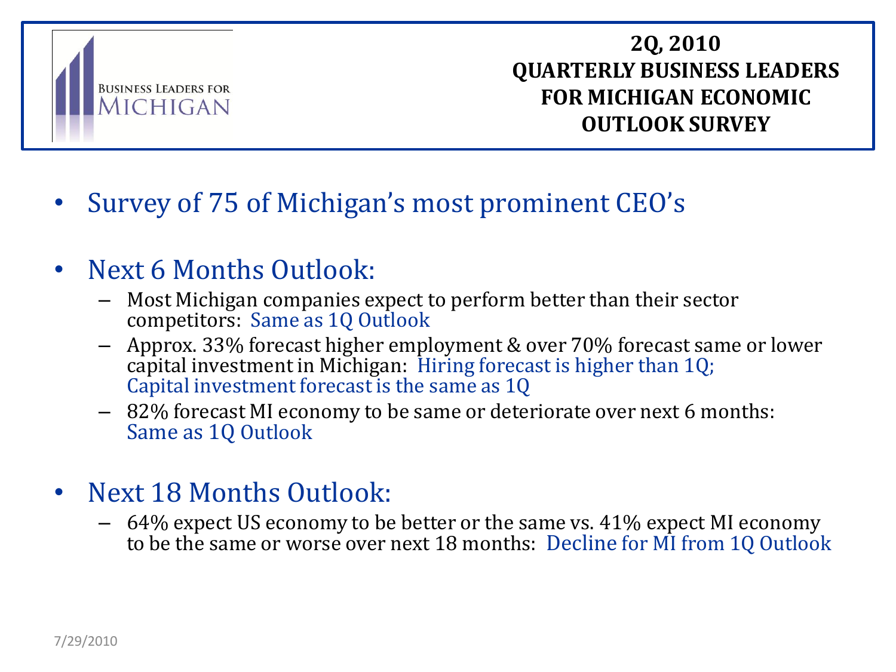Business Leaders for Michigan

# 2Q, 2010 QUARTERLY BUSINESS LEADERS FOR MICHIGAN ECONOMIC OUTLOOK SURVEY

- Survey of 75 of Michigan's most prominent CEO's

- Next 6 Months Outlook:
  - Most Michigan companies expect to perform better than their sector competitors: Same as 1Q Outlook
  - Approx. 33% forecast higher employment & over 70% forecast same or lower capital investment in Michigan: Hiring forecast is higher than 1Q; Capital investment forecast is the same as 1Q
  - 82% forecast MI economy to be same or deteriorate over next 6 months: Same as 1Q Outlook

- Next 18 Months Outlook:
  - 64% expect US economy to be better or the same vs. 41% expect MI economy to be the same or worse over next 18 months: Decline for MI from 1Q Outlook

7/29/2010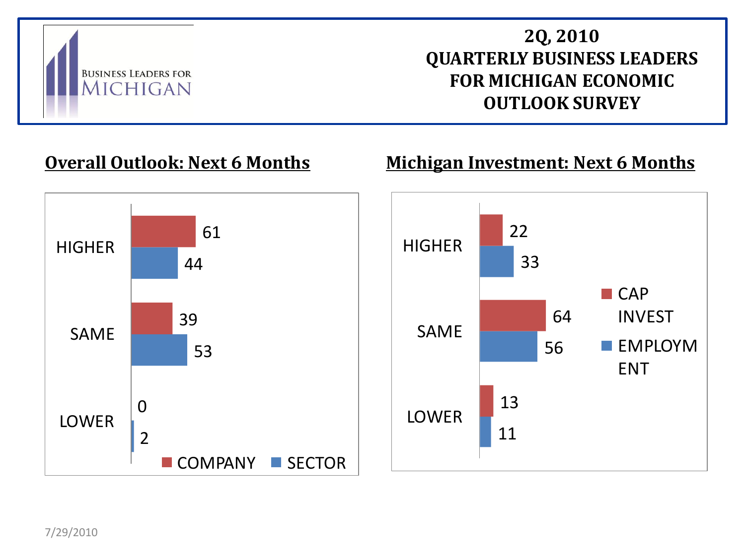# 2Q, 2010 QUARTERLY BUSINESS LEADERS FOR MICHIGAN ECONOMIC OUTLOOK SURVEY

Business Leaders for Michigan

## Overall Outlook: Next 6 Months

| | COMPANY | SECTOR |
|---|---|---|
| HIGHER | 61 | 44 |
| SAME | 39 | 53 |
| LOWER | 0 | 2 |

## Michigan Investment: Next 6 Months

| | CAP INVEST | EMPLOYMENT |
|---|---|---|
| HIGHER | 22 | 33 |
| SAME | 64 | 56 |
| LOWER | 13 | 11 |

7/29/2010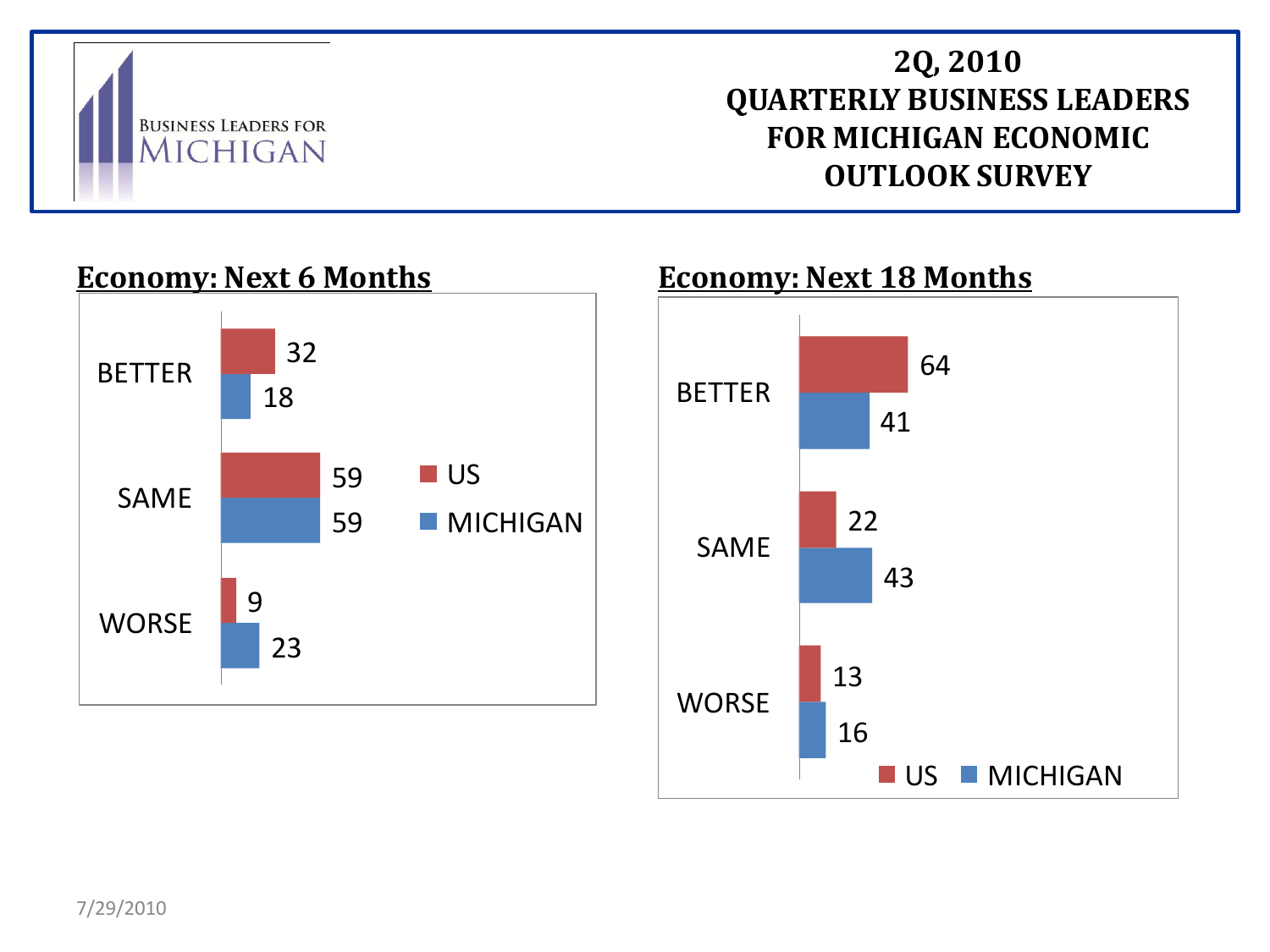BUSINESS LEADERS FOR MICHIGAN

# 2Q, 2010 QUARTERLY BUSINESS LEADERS FOR MICHIGAN ECONOMIC OUTLOOK SURVEY

## Economy: Next 6 Months

BETTER
32
18

SAME
59
59

WORSE
9
23

US
MICHIGAN

## Economy: Next 18 Months

BETTER
64
41

SAME
22
43

WORSE
13
16

US
MICHIGAN

7/29/2010